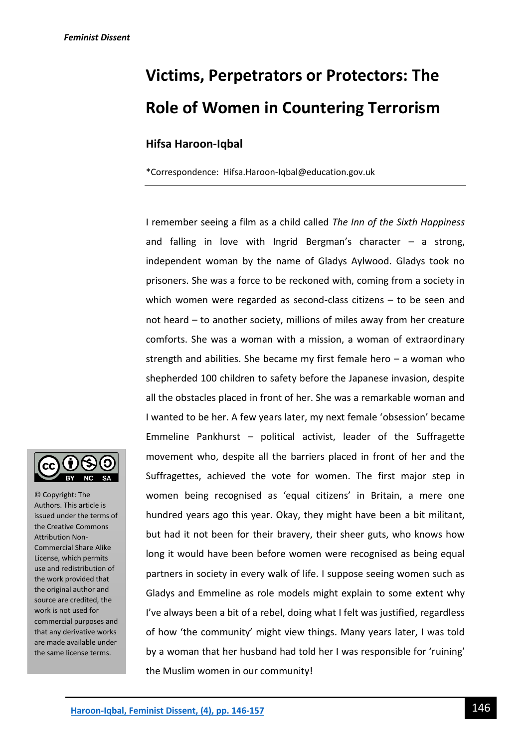# Victims, Perpetrators or Protectors: The Role of Women in Countering Terrorism

**Hifsa Haroon-Iqbal**

*Correspondence: Hifsa.Haroon-Iqbal@education.gov.uk

---

© Copyright: The Authors. This article is issued under the terms of the Creative Commons Attribution Non-Commercial Share Alike License, which permits use and redistribution of the work provided that the original author and source are credited, the work is not used for commercial purposes and that any derivative works are made available under the same license terms.

I remember seeing a film as a child called *The Inn of the Sixth Happiness* and falling in love with Ingrid Bergman's character – a strong, independent woman by the name of Gladys Aylwood. Gladys took no prisoners. She was a force to be reckoned with, coming from a society in which women were regarded as second-class citizens – to be seen and not heard – to another society, millions of miles away from her creature comforts. She was a woman with a mission, a woman of extraordinary strength and abilities. She became my first female hero – a woman who shepherded 100 children to safety before the Japanese invasion, despite all the obstacles placed in front of her. She was a remarkable woman and I wanted to be her. A few years later, my next female 'obsession' became Emmeline Pankhurst – political activist, leader of the Suffragette movement who, despite all the barriers placed in front of her and the Suffragettes, achieved the vote for women. The first major step in women being recognised as 'equal citizens' in Britain, a mere one hundred years ago this year. Okay, they might have been a bit militant, but had it not been for their bravery, their sheer guts, who knows how long it would have been before women were recognised as being equal partners in society in every walk of life. I suppose seeing women such as Gladys and Emmeline as role models might explain to some extent why I've always been a bit of a rebel, doing what I felt was justified, regardless of how 'the community' might view things. Many years later, I was told by a woman that her husband had told her I was responsible for 'ruining' the Muslim women in our community!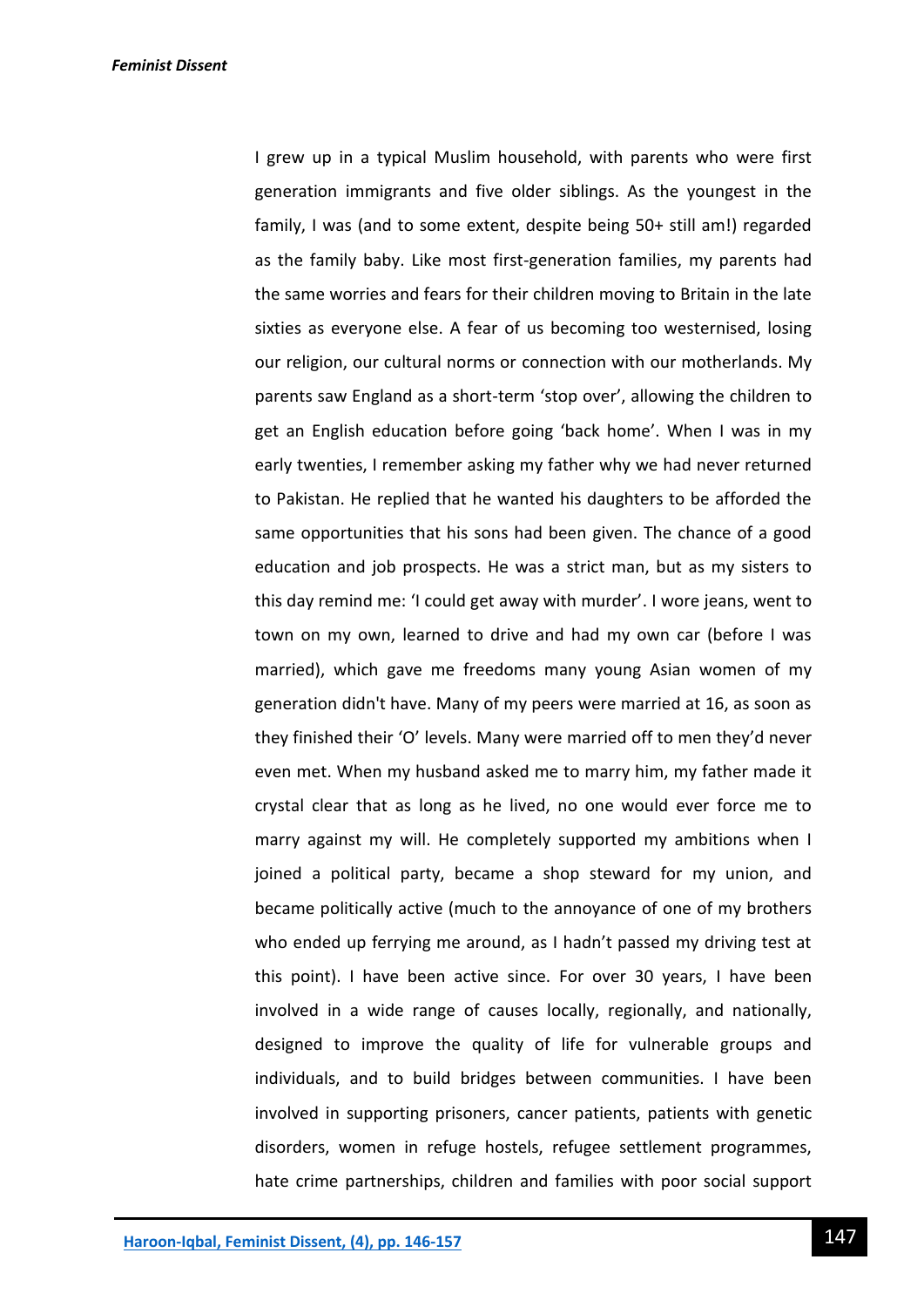I grew up in a typical Muslim household, with parents who were first generation immigrants and five older siblings. As the youngest in the family, I was (and to some extent, despite being 50+ still am!) regarded as the family baby. Like most first-generation families, my parents had the same worries and fears for their children moving to Britain in the late sixties as everyone else. A fear of us becoming too westernised, losing our religion, our cultural norms or connection with our motherlands. My parents saw England as a short-term 'stop over', allowing the children to get an English education before going 'back home'. When I was in my early twenties, I remember asking my father why we had never returned to Pakistan. He replied that he wanted his daughters to be afforded the same opportunities that his sons had been given. The chance of a good education and job prospects. He was a strict man, but as my sisters to this day remind me: 'I could get away with murder'. I wore jeans, went to town on my own, learned to drive and had my own car (before I was married), which gave me freedoms many young Asian women of my generation didn't have. Many of my peers were married at 16, as soon as they finished their 'O' levels. Many were married off to men they'd never even met. When my husband asked me to marry him, my father made it crystal clear that as long as he lived, no one would ever force me to marry against my will. He completely supported my ambitions when I joined a political party, became a shop steward for my union, and became politically active (much to the annoyance of one of my brothers who ended up ferrying me around, as I hadn't passed my driving test at this point). I have been active since. For over 30 years, I have been involved in a wide range of causes locally, regionally, and nationally, designed to improve the quality of life for vulnerable groups and individuals, and to build bridges between communities. I have been involved in supporting prisoners, cancer patients, patients with genetic disorders, women in refuge hostels, refugee settlement programmes, hate crime partnerships, children and families with poor social support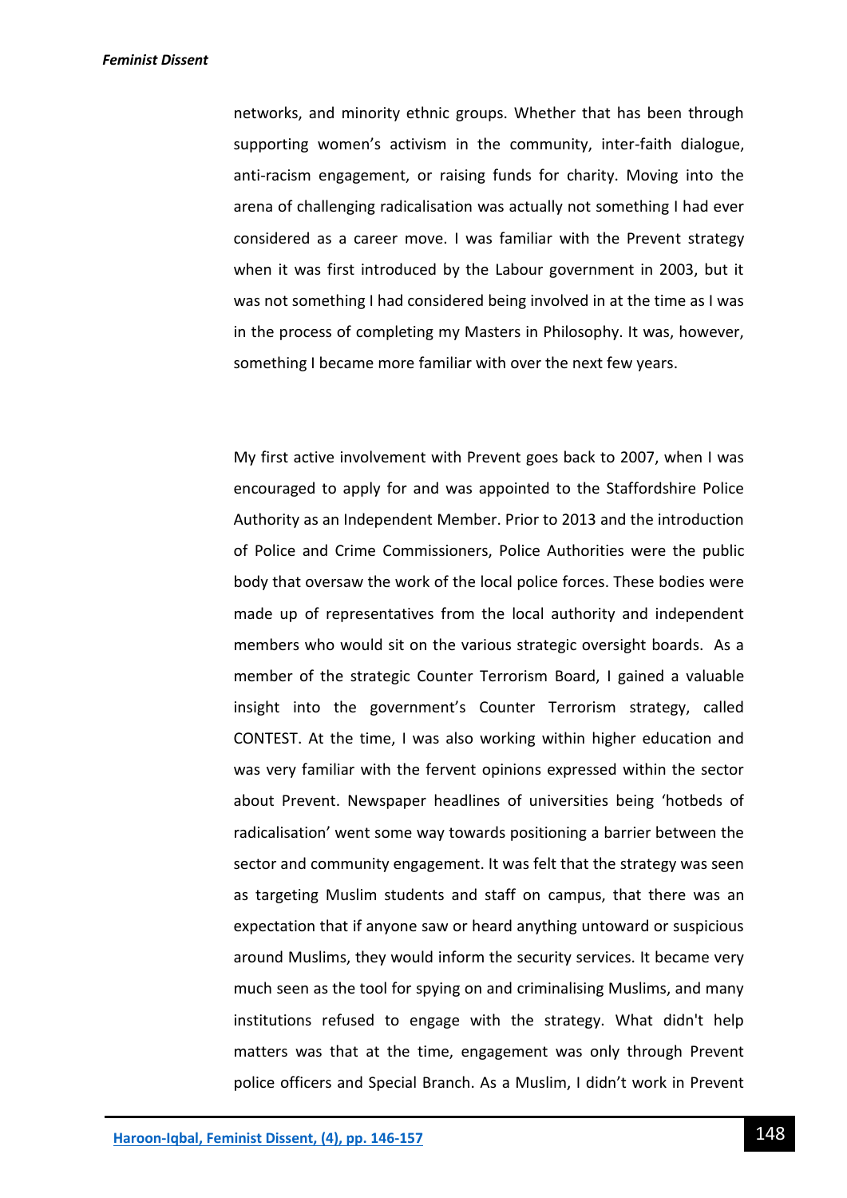networks, and minority ethnic groups. Whether that has been through supporting women's activism in the community, inter-faith dialogue, anti-racism engagement, or raising funds for charity. Moving into the arena of challenging radicalisation was actually not something I had ever considered as a career move. I was familiar with the Prevent strategy when it was first introduced by the Labour government in 2003, but it was not something I had considered being involved in at the time as I was in the process of completing my Masters in Philosophy. It was, however, something I became more familiar with over the next few years.

My first active involvement with Prevent goes back to 2007, when I was encouraged to apply for and was appointed to the Staffordshire Police Authority as an Independent Member. Prior to 2013 and the introduction of Police and Crime Commissioners, Police Authorities were the public body that oversaw the work of the local police forces. These bodies were made up of representatives from the local authority and independent members who would sit on the various strategic oversight boards. As a member of the strategic Counter Terrorism Board, I gained a valuable insight into the government's Counter Terrorism strategy, called CONTEST. At the time, I was also working within higher education and was very familiar with the fervent opinions expressed within the sector about Prevent. Newspaper headlines of universities being 'hotbeds of radicalisation' went some way towards positioning a barrier between the sector and community engagement. It was felt that the strategy was seen as targeting Muslim students and staff on campus, that there was an expectation that if anyone saw or heard anything untoward or suspicious around Muslims, they would inform the security services. It became very much seen as the tool for spying on and criminalising Muslims, and many institutions refused to engage with the strategy. What didn't help matters was that at the time, engagement was only through Prevent police officers and Special Branch. As a Muslim, I didn't work in Prevent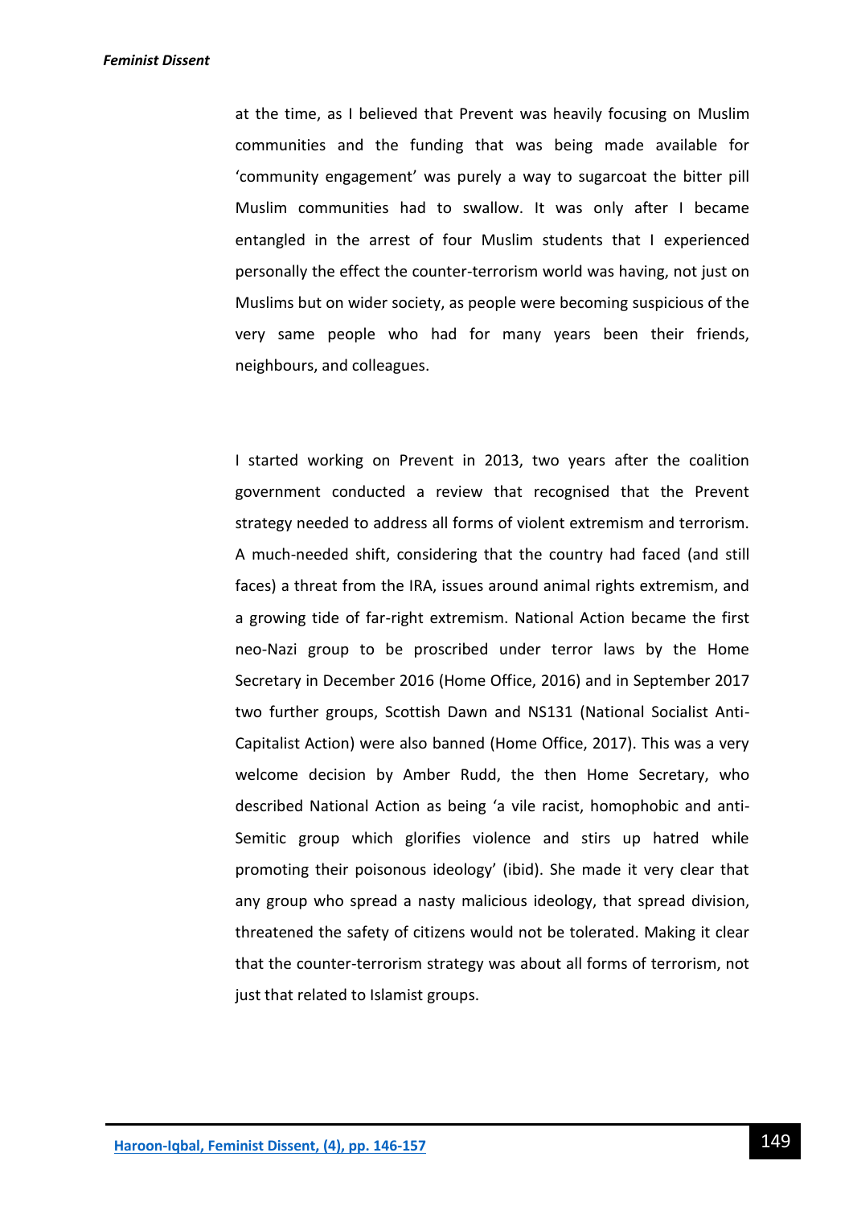at the time, as I believed that Prevent was heavily focusing on Muslim communities and the funding that was being made available for 'community engagement' was purely a way to sugarcoat the bitter pill Muslim communities had to swallow. It was only after I became entangled in the arrest of four Muslim students that I experienced personally the effect the counter-terrorism world was having, not just on Muslims but on wider society, as people were becoming suspicious of the very same people who had for many years been their friends, neighbours, and colleagues.

I started working on Prevent in 2013, two years after the coalition government conducted a review that recognised that the Prevent strategy needed to address all forms of violent extremism and terrorism. A much-needed shift, considering that the country had faced (and still faces) a threat from the IRA, issues around animal rights extremism, and a growing tide of far-right extremism. National Action became the first neo-Nazi group to be proscribed under terror laws by the Home Secretary in December 2016 (Home Office, 2016) and in September 2017 two further groups, Scottish Dawn and NS131 (National Socialist Anti-Capitalist Action) were also banned (Home Office, 2017). This was a very welcome decision by Amber Rudd, the then Home Secretary, who described National Action as being 'a vile racist, homophobic and anti-Semitic group which glorifies violence and stirs up hatred while promoting their poisonous ideology' (ibid). She made it very clear that any group who spread a nasty malicious ideology, that spread division, threatened the safety of citizens would not be tolerated. Making it clear that the counter-terrorism strategy was about all forms of terrorism, not just that related to Islamist groups.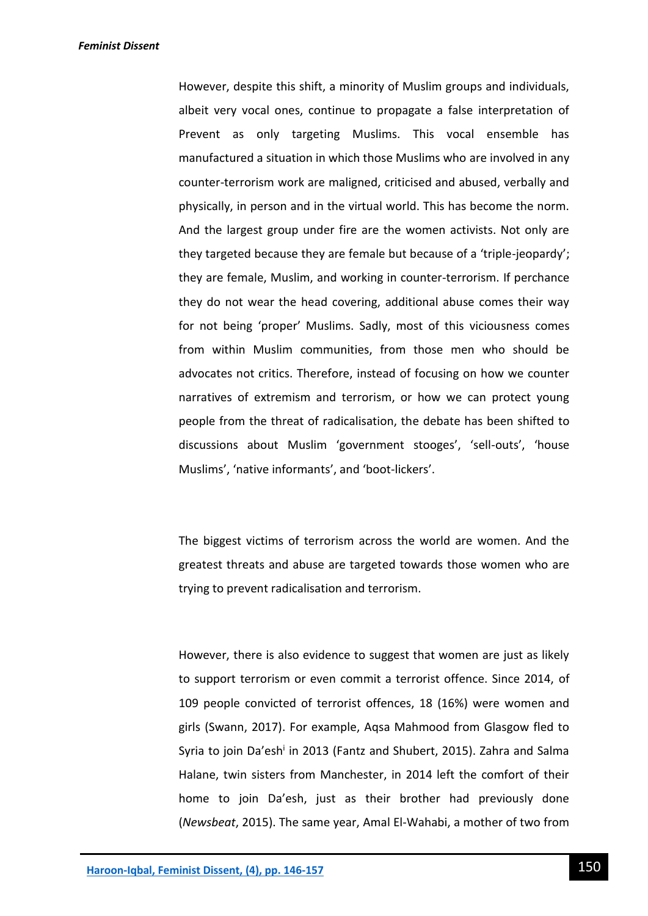However, despite this shift, a minority of Muslim groups and individuals, albeit very vocal ones, continue to propagate a false interpretation of Prevent as only targeting Muslims. This vocal ensemble has manufactured a situation in which those Muslims who are involved in any counter-terrorism work are maligned, criticised and abused, verbally and physically, in person and in the virtual world. This has become the norm. And the largest group under fire are the women activists. Not only are they targeted because they are female but because of a 'triple-jeopardy'; they are female, Muslim, and working in counter-terrorism. If perchance they do not wear the head covering, additional abuse comes their way for not being 'proper' Muslims. Sadly, most of this viciousness comes from within Muslim communities, from those men who should be advocates not critics. Therefore, instead of focusing on how we counter narratives of extremism and terrorism, or how we can protect young people from the threat of radicalisation, the debate has been shifted to discussions about Muslim 'government stooges', 'sell-outs', 'house Muslims', 'native informants', and 'boot-lickers'.

The biggest victims of terrorism across the world are women. And the greatest threats and abuse are targeted towards those women who are trying to prevent radicalisation and terrorism.

However, there is also evidence to suggest that women are just as likely to support terrorism or even commit a terrorist offence. Since 2014, of 109 people convicted of terrorist offences, 18 (16%) were women and girls (Swann, 2017). For example, Aqsa Mahmood from Glasgow fled to Syria to join Da'esh[i] in 2013 (Fantz and Shubert, 2015). Zahra and Salma Halane, twin sisters from Manchester, in 2014 left the comfort of their home to join Da'esh, just as their brother had previously done (*Newsbeat*, 2015). The same year, Amal El-Wahabi, a mother of two from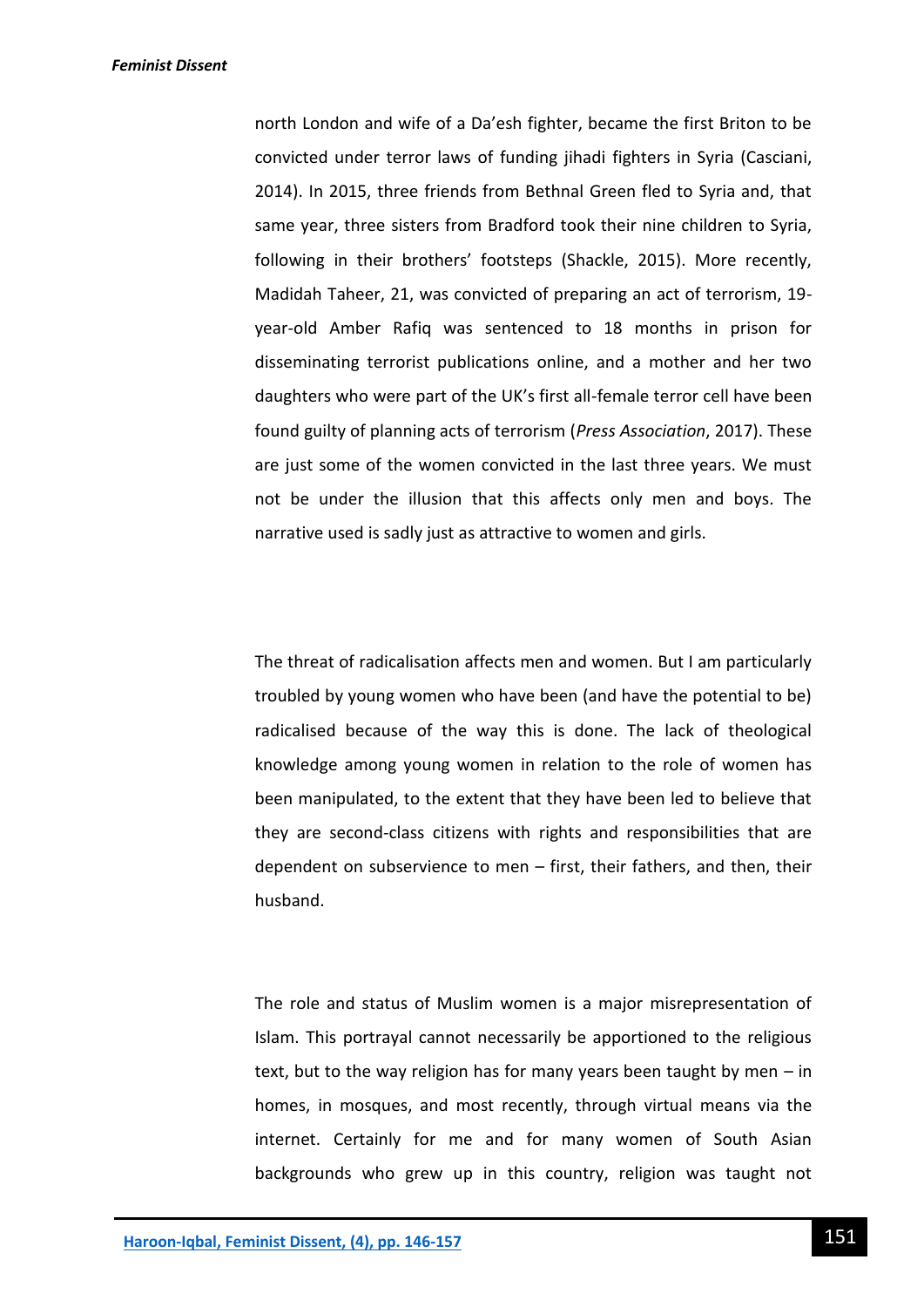north London and wife of a Da'esh fighter, became the first Briton to be convicted under terror laws of funding jihadi fighters in Syria (Casciani, 2014). In 2015, three friends from Bethnal Green fled to Syria and, that same year, three sisters from Bradford took their nine children to Syria, following in their brothers' footsteps (Shackle, 2015). More recently, Madidah Taheer, 21, was convicted of preparing an act of terrorism, 19-year-old Amber Rafiq was sentenced to 18 months in prison for disseminating terrorist publications online, and a mother and her two daughters who were part of the UK's first all-female terror cell have been found guilty of planning acts of terrorism (*Press Association*, 2017). These are just some of the women convicted in the last three years. We must not be under the illusion that this affects only men and boys. The narrative used is sadly just as attractive to women and girls.

The threat of radicalisation affects men and women. But I am particularly troubled by young women who have been (and have the potential to be) radicalised because of the way this is done. The lack of theological knowledge among young women in relation to the role of women has been manipulated, to the extent that they have been led to believe that they are second-class citizens with rights and responsibilities that are dependent on subservience to men – first, their fathers, and then, their husband.

The role and status of Muslim women is a major misrepresentation of Islam. This portrayal cannot necessarily be apportioned to the religious text, but to the way religion has for many years been taught by men – in homes, in mosques, and most recently, through virtual means via the internet. Certainly for me and for many women of South Asian backgrounds who grew up in this country, religion was taught not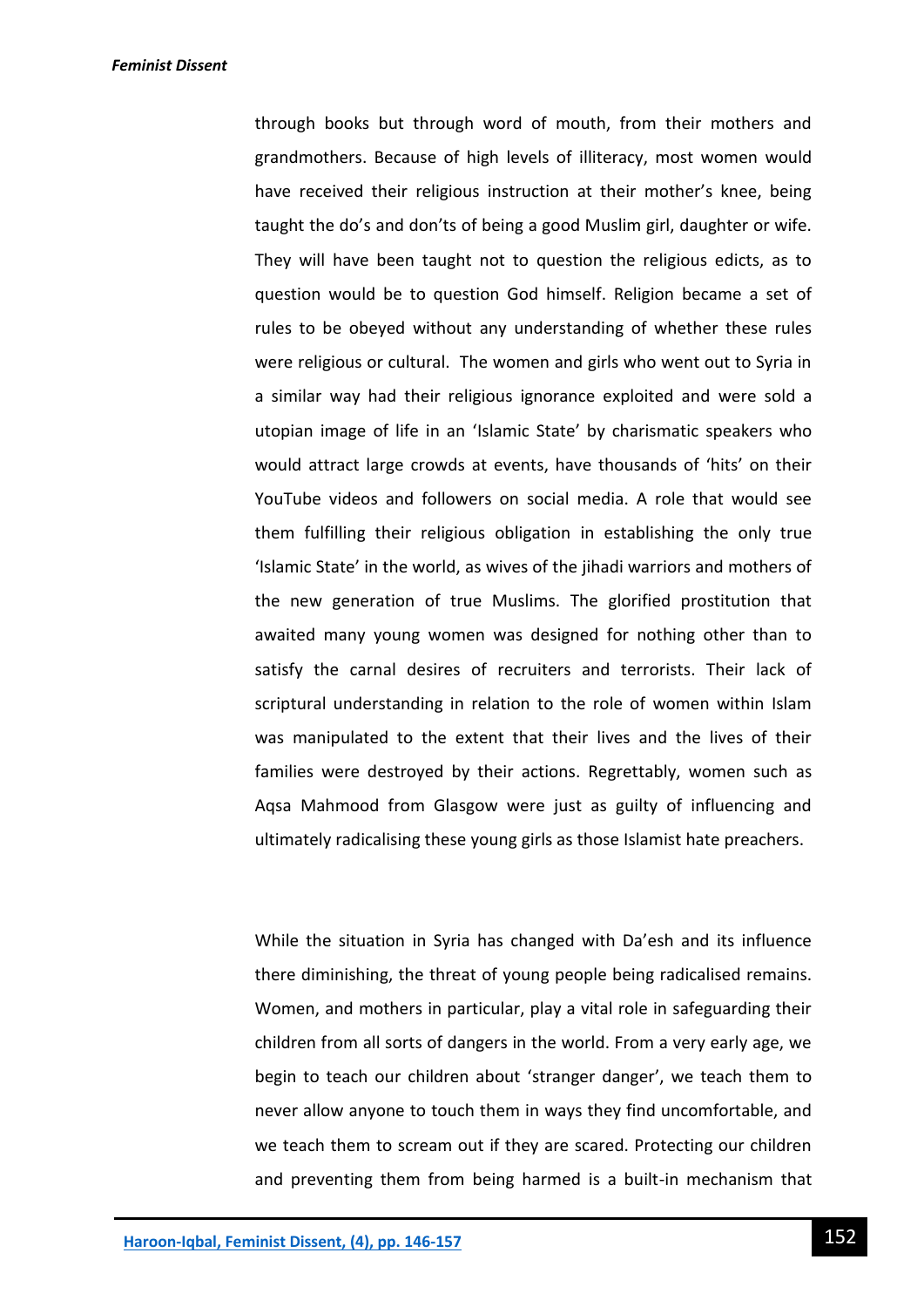through books but through word of mouth, from their mothers and grandmothers. Because of high levels of illiteracy, most women would have received their religious instruction at their mother's knee, being taught the do's and don'ts of being a good Muslim girl, daughter or wife. They will have been taught not to question the religious edicts, as to question would be to question God himself. Religion became a set of rules to be obeyed without any understanding of whether these rules were religious or cultural. The women and girls who went out to Syria in a similar way had their religious ignorance exploited and were sold a utopian image of life in an 'Islamic State' by charismatic speakers who would attract large crowds at events, have thousands of 'hits' on their YouTube videos and followers on social media. A role that would see them fulfilling their religious obligation in establishing the only true 'Islamic State' in the world, as wives of the jihadi warriors and mothers of the new generation of true Muslims. The glorified prostitution that awaited many young women was designed for nothing other than to satisfy the carnal desires of recruiters and terrorists. Their lack of scriptural understanding in relation to the role of women within Islam was manipulated to the extent that their lives and the lives of their families were destroyed by their actions. Regrettably, women such as Aqsa Mahmood from Glasgow were just as guilty of influencing and ultimately radicalising these young girls as those Islamist hate preachers.

While the situation in Syria has changed with Da'esh and its influence there diminishing, the threat of young people being radicalised remains. Women, and mothers in particular, play a vital role in safeguarding their children from all sorts of dangers in the world. From a very early age, we begin to teach our children about 'stranger danger', we teach them to never allow anyone to touch them in ways they find uncomfortable, and we teach them to scream out if they are scared. Protecting our children and preventing them from being harmed is a built-in mechanism that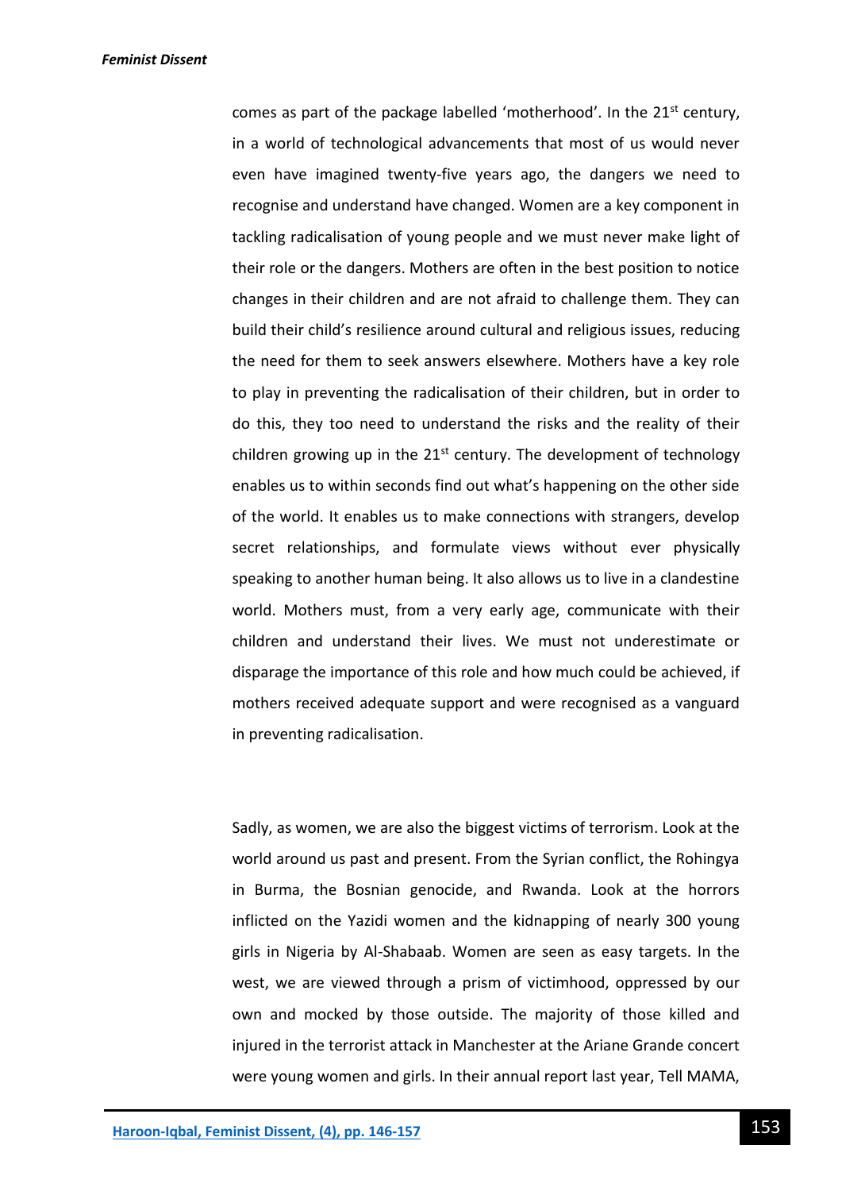comes as part of the package labelled 'motherhood'. In the 21st century, in a world of technological advancements that most of us would never even have imagined twenty-five years ago, the dangers we need to recognise and understand have changed. Women are a key component in tackling radicalisation of young people and we must never make light of their role or the dangers. Mothers are often in the best position to notice changes in their children and are not afraid to challenge them. They can build their child's resilience around cultural and religious issues, reducing the need for them to seek answers elsewhere. Mothers have a key role to play in preventing the radicalisation of their children, but in order to do this, they too need to understand the risks and the reality of their children growing up in the 21st century. The development of technology enables us to within seconds find out what's happening on the other side of the world. It enables us to make connections with strangers, develop secret relationships, and formulate views without ever physically speaking to another human being. It also allows us to live in a clandestine world. Mothers must, from a very early age, communicate with their children and understand their lives. We must not underestimate or disparage the importance of this role and how much could be achieved, if mothers received adequate support and were recognised as a vanguard in preventing radicalisation.

Sadly, as women, we are also the biggest victims of terrorism. Look at the world around us past and present. From the Syrian conflict, the Rohingya in Burma, the Bosnian genocide, and Rwanda. Look at the horrors inflicted on the Yazidi women and the kidnapping of nearly 300 young girls in Nigeria by Al-Shabaab. Women are seen as easy targets. In the west, we are viewed through a prism of victimhood, oppressed by our own and mocked by those outside. The majority of those killed and injured in the terrorist attack in Manchester at the Ariane Grande concert were young women and girls. In their annual report last year, Tell MAMA,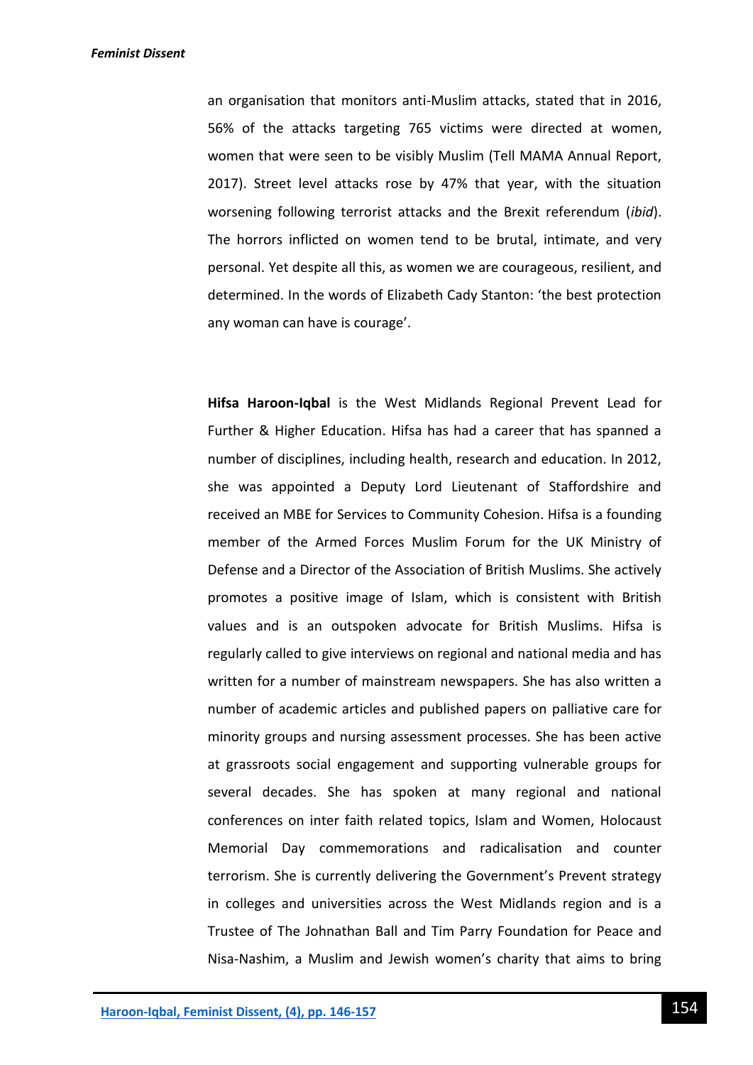an organisation that monitors anti-Muslim attacks, stated that in 2016, 56% of the attacks targeting 765 victims were directed at women, women that were seen to be visibly Muslim (Tell MAMA Annual Report, 2017). Street level attacks rose by 47% that year, with the situation worsening following terrorist attacks and the Brexit referendum (*ibid*). The horrors inflicted on women tend to be brutal, intimate, and very personal. Yet despite all this, as women we are courageous, resilient, and determined. In the words of Elizabeth Cady Stanton: 'the best protection any woman can have is courage'.

**Hifsa Haroon-Iqbal** is the West Midlands Regional Prevent Lead for Further & Higher Education. Hifsa has had a career that has spanned a number of disciplines, including health, research and education. In 2012, she was appointed a Deputy Lord Lieutenant of Staffordshire and received an MBE for Services to Community Cohesion. Hifsa is a founding member of the Armed Forces Muslim Forum for the UK Ministry of Defense and a Director of the Association of British Muslims. She actively promotes a positive image of Islam, which is consistent with British values and is an outspoken advocate for British Muslims. Hifsa is regularly called to give interviews on regional and national media and has written for a number of mainstream newspapers. She has also written a number of academic articles and published papers on palliative care for minority groups and nursing assessment processes. She has been active at grassroots social engagement and supporting vulnerable groups for several decades. She has spoken at many regional and national conferences on inter faith related topics, Islam and Women, Holocaust Memorial Day commemorations and radicalisation and counter terrorism. She is currently delivering the Government's Prevent strategy in colleges and universities across the West Midlands region and is a Trustee of The Johnathan Ball and Tim Parry Foundation for Peace and Nisa-Nashim, a Muslim and Jewish women's charity that aims to bring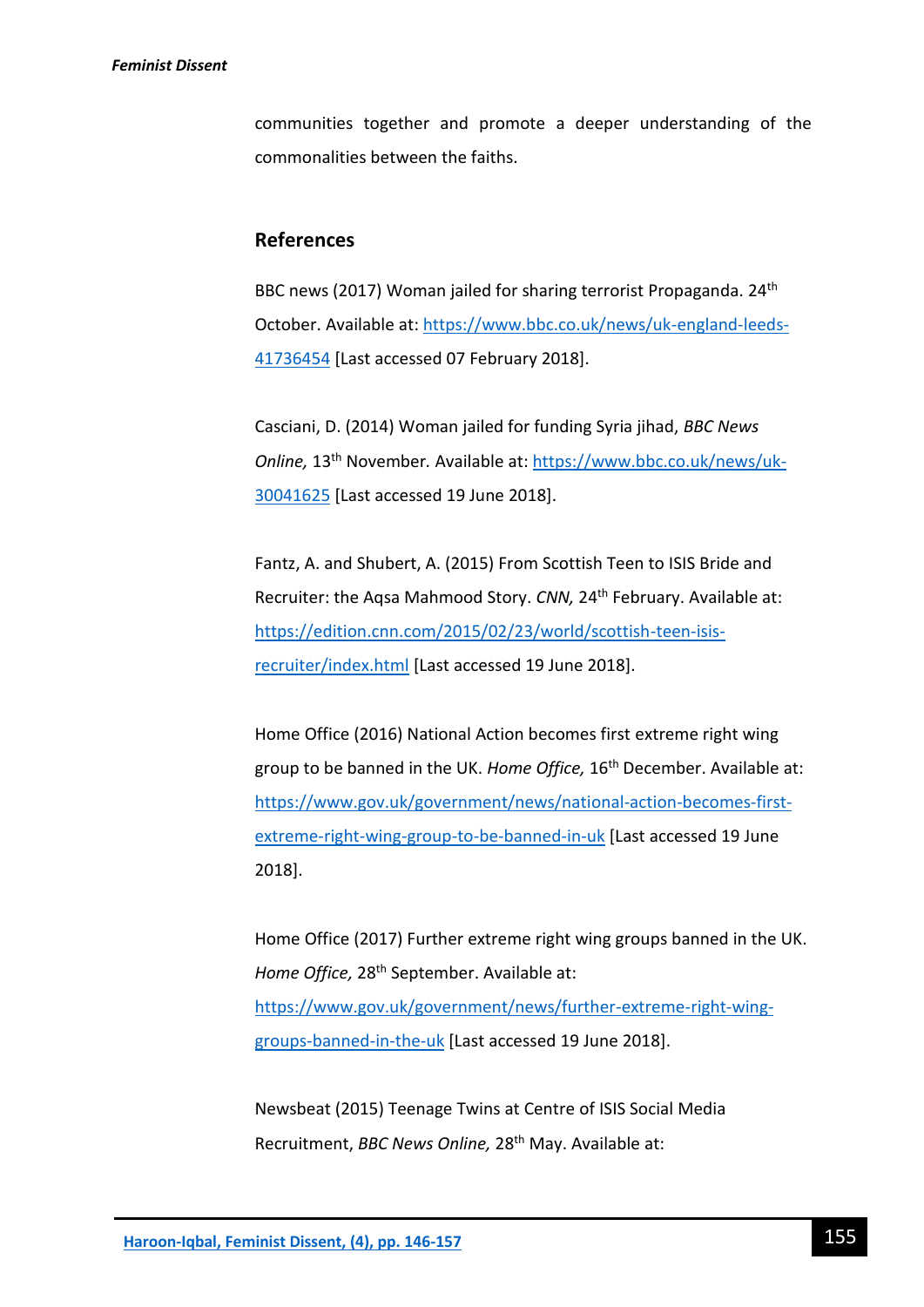communities together and promote a deeper understanding of the commonalities between the faiths.

## References

BBC news (2017) Woman jailed for sharing terrorist Propaganda. 24th October. Available at: https://www.bbc.co.uk/news/uk-england-leeds-41736454 [Last accessed 07 February 2018].

Casciani, D. (2014) Woman jailed for funding Syria jihad, *BBC News Online,* 13th November. Available at: https://www.bbc.co.uk/news/uk-30041625 [Last accessed 19 June 2018].

Fantz, A. and Shubert, A. (2015) From Scottish Teen to ISIS Bride and Recruiter: the Aqsa Mahmood Story. *CNN,* 24th February. Available at: https://edition.cnn.com/2015/02/23/world/scottish-teen-isis-recruiter/index.html [Last accessed 19 June 2018].

Home Office (2016) National Action becomes first extreme right wing group to be banned in the UK. *Home Office,* 16th December. Available at: https://www.gov.uk/government/news/national-action-becomes-first-extreme-right-wing-group-to-be-banned-in-uk [Last accessed 19 June 2018].

Home Office (2017) Further extreme right wing groups banned in the UK. *Home Office,* 28th September. Available at: https://www.gov.uk/government/news/further-extreme-right-wing-groups-banned-in-the-uk [Last accessed 19 June 2018].

Newsbeat (2015) Teenage Twins at Centre of ISIS Social Media Recruitment, *BBC News Online,* 28th May. Available at: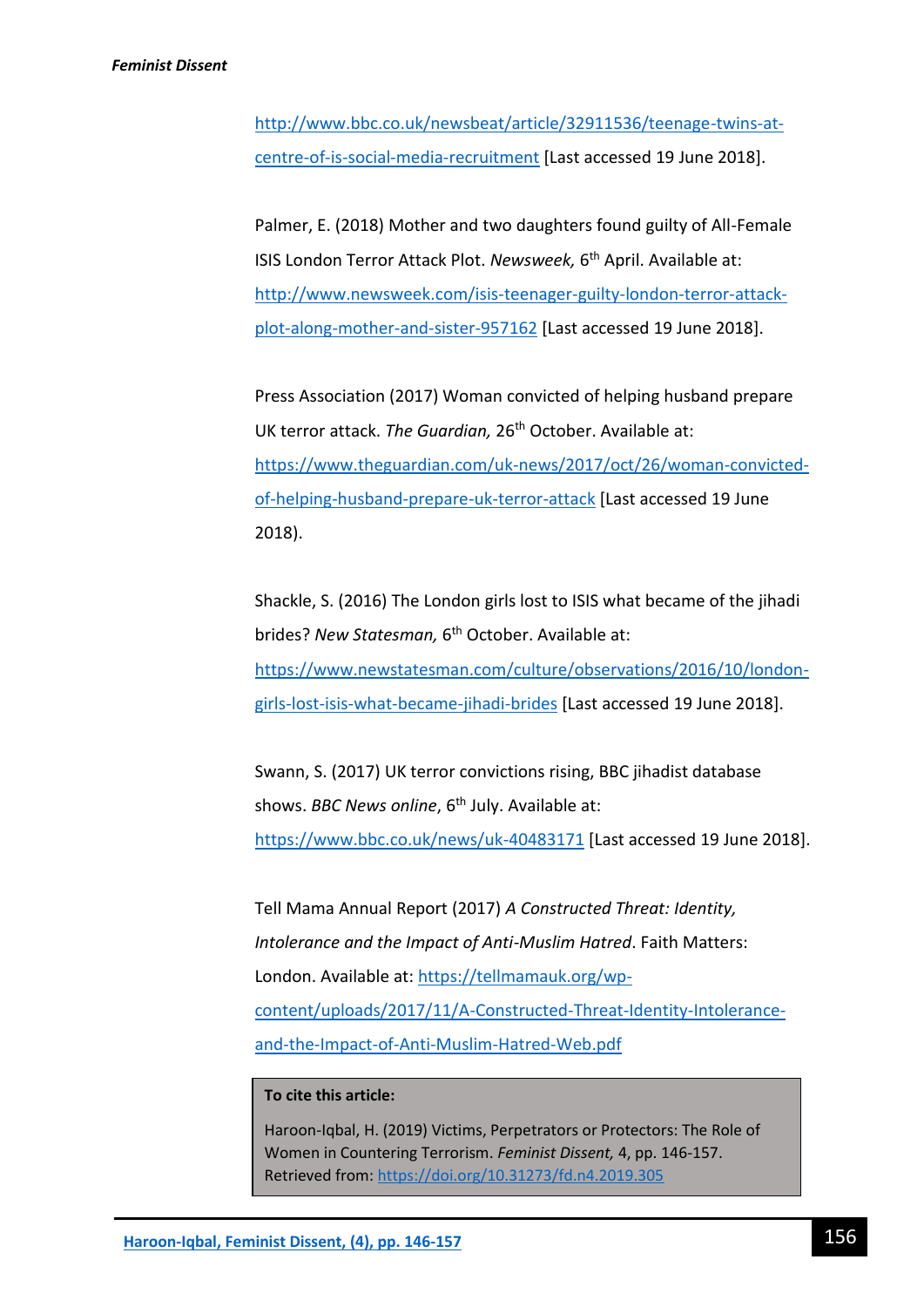http://www.bbc.co.uk/newsbeat/article/32911536/teenage-twins-at-centre-of-is-social-media-recruitment [Last accessed 19 June 2018].

Palmer, E. (2018) Mother and two daughters found guilty of All-Female ISIS London Terror Attack Plot. *Newsweek,* 6th April. Available at: http://www.newsweek.com/isis-teenager-guilty-london-terror-attack-plot-along-mother-and-sister-957162 [Last accessed 19 June 2018].

Press Association (2017) Woman convicted of helping husband prepare UK terror attack. *The Guardian,* 26th October. Available at: https://www.theguardian.com/uk-news/2017/oct/26/woman-convicted-of-helping-husband-prepare-uk-terror-attack [Last accessed 19 June 2018).

Shackle, S. (2016) The London girls lost to ISIS what became of the jihadi brides? *New Statesman,* 6th October. Available at: https://www.newstatesman.com/culture/observations/2016/10/london-girls-lost-isis-what-became-jihadi-brides [Last accessed 19 June 2018].

Swann, S. (2017) UK terror convictions rising, BBC jihadist database shows. *BBC News online*, 6th July. Available at: https://www.bbc.co.uk/news/uk-40483171 [Last accessed 19 June 2018].

Tell Mama Annual Report (2017) *A Constructed Threat: Identity, Intolerance and the Impact of Anti-Muslim Hatred*. Faith Matters: London. Available at: https://tellmamauk.org/wp-content/uploads/2017/11/A-Constructed-Threat-Identity-Intolerance-and-the-Impact-of-Anti-Muslim-Hatred-Web.pdf

**To cite this article:**

Haroon-Iqbal, H. (2019) Victims, Perpetrators or Protectors: The Role of Women in Countering Terrorism. *Feminist Dissent,* 4, pp. 146-157. Retrieved from: https://doi.org/10.31273/fd.n4.2019.305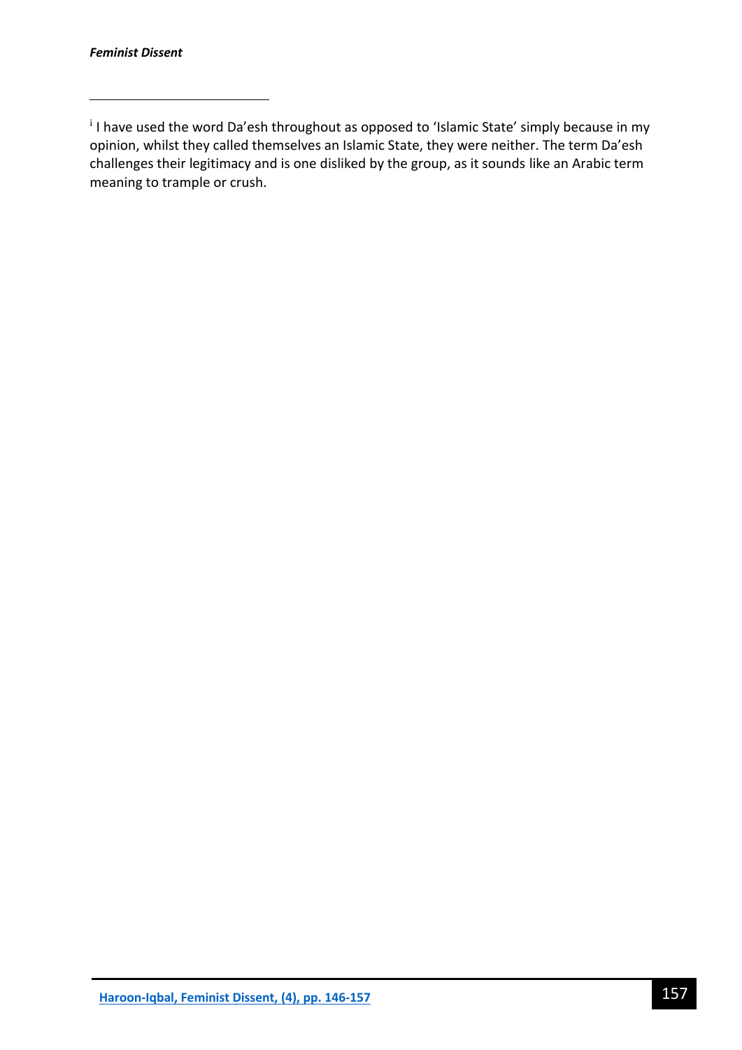[i] I have used the word Da'esh throughout as opposed to 'Islamic State' simply because in my opinion, whilst they called themselves an Islamic State, they were neither. The term Da'esh challenges their legitimacy and is one disliked by the group, as it sounds like an Arabic term meaning to trample or crush.